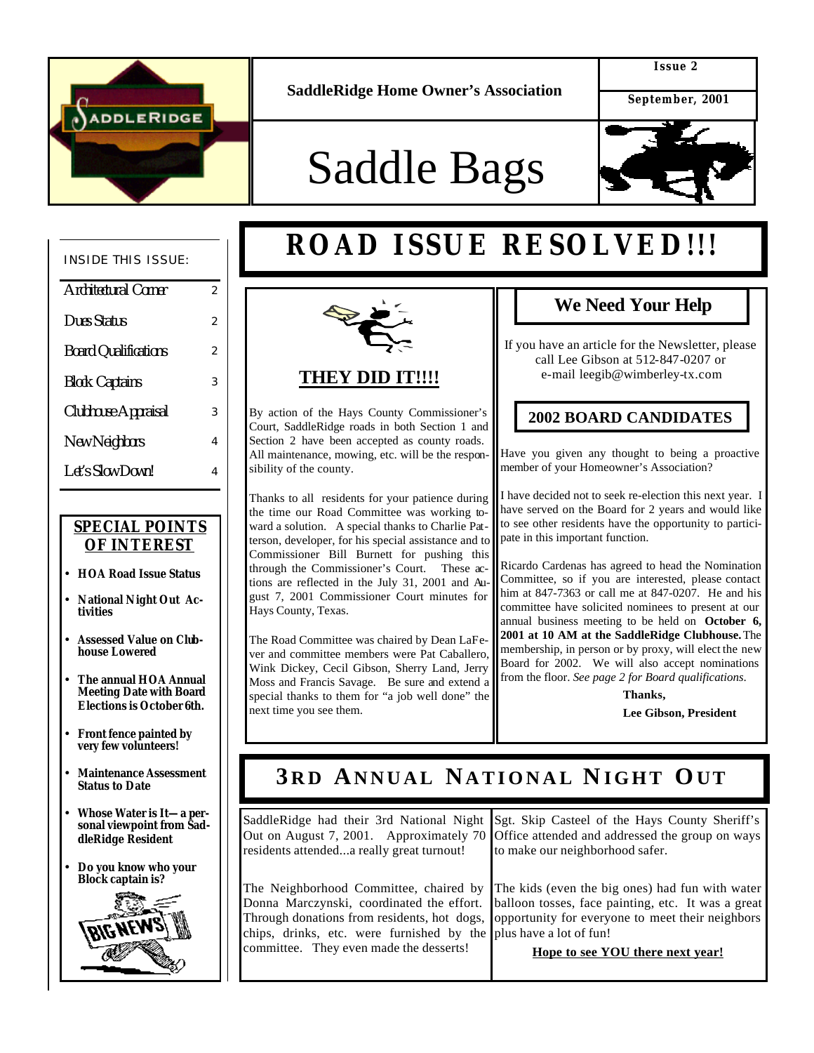SaddleRidge Home Owner's Association

Issue 2

September, 2001

# Saddle Bags

INSIDE THIS ISSUE:

| | |
|---|---|
| Architectural Corner | 2 |
| Dues Status | 2 |
| Board Qualifications | 2 |
| Block Captains | 3 |
| Clubhouse Appraisal | 3 |
| New Neighbors | 4 |
| Let's Slow Down! | 4 |

**SPECIAL POINTS OF INTEREST**

- **HOA Road Issue Status**
- **National Night Out Activities**
- **Assessed Value on Clubhouse Lowered**
- **The annual HOA Annual Meeting Date with Board Elections is October 6th.**
- **Front fence painted by very few volunteers!**
- **Maintenance Assessment Status to Date**
- **Whose Water is It—a personal viewpoint from SaddleRidge Resident**
- **Do you know who your Block captain is?**

# ROAD ISSUE RESOLVED!!!

## THEY DID IT!!!!

By action of the Hays County Commissioner's Court, SaddleRidge roads in both Section 1 and Section 2 have been accepted as county roads. All maintenance, mowing, etc. will be the responsibility of the county.

Thanks to all residents for your patience during the time our Road Committee was working toward a solution. A special thanks to Charlie Patterson, developer, for his special assistance and to Commissioner Bill Burnett for pushing this through the Commissioner's Court. These actions are reflected in the July 31, 2001 and August 7, 2001 Commissioner Court minutes for Hays County, Texas.

The Road Committee was chaired by Dean LaFever and committee members were Pat Caballero, Wink Dickey, Cecil Gibson, Sherry Land, Jerry Moss and Francis Savage. Be sure and extend a special thanks to them for "a job well done" the next time you see them.

## We Need Your Help

If you have an article for the Newsletter, please call Lee Gibson at 512-847-0207 or e-mail leegib@wimberley-tx.com

## 2002 BOARD CANDIDATES

Have you given any thought to being a proactive member of your Homeowner's Association?

I have decided not to seek re-election this next year. I have served on the Board for 2 years and would like to see other residents have the opportunity to participate in this important function.

Ricardo Cardenas has agreed to head the Nomination Committee, so if you are interested, please contact him at 847-7363 or call me at 847-0207. He and his committee have solicited nominees to present at our annual business meeting to be held on **October 6, 2001 at 10 AM at the SaddleRidge Clubhouse.** The membership, in person or by proxy, will elect the new Board for 2002. We will also accept nominations from the floor. *See page 2 for Board qualifications.*

**Thanks,**

**Lee Gibson, President**

# 3RD ANNUAL NATIONAL NIGHT OUT

SaddleRidge had their 3rd National Night Out on August 7, 2001. Approximately 70 residents attended...a really great turnout!

The Neighborhood Committee, chaired by Donna Marczynski, coordinated the effort. Through donations from residents, hot dogs, chips, drinks, etc. were furnished by the committee. They even made the desserts!

Sgt. Skip Casteel of the Hays County Sheriff's Office attended and addressed the group on ways to make our neighborhood safer.

The kids (even the big ones) had fun with water balloon tosses, face painting, etc. It was a great opportunity for everyone to meet their neighbors plus have a lot of fun!

**Hope to see YOU there next year!**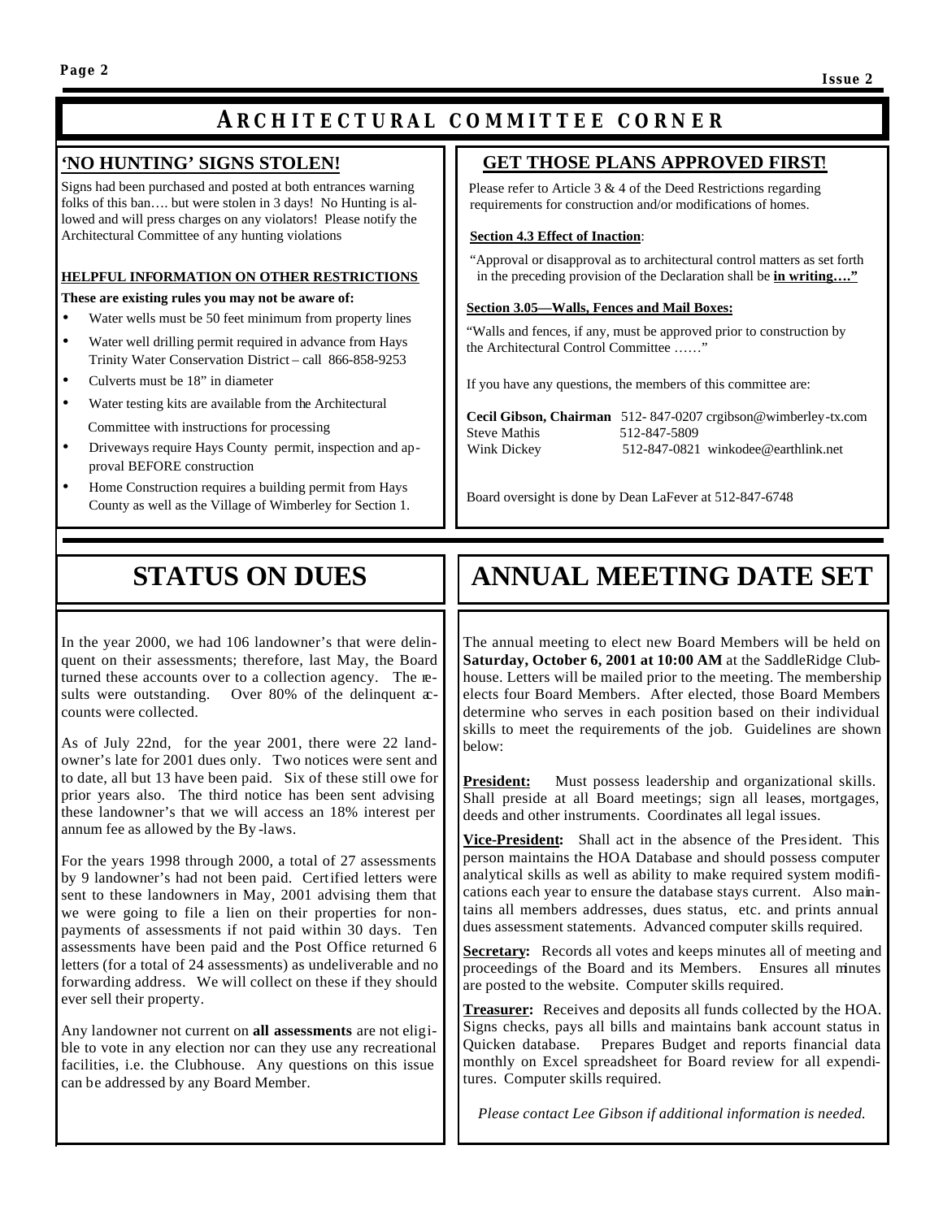# ARCHITECTURAL COMMITTEE CORNER

## 'NO HUNTING' SIGNS STOLEN!

Signs had been purchased and posted at both entrances warning folks of this ban…. but were stolen in 3 days! No Hunting is allowed and will press charges on any violators! Please notify the Architectural Committee of any hunting violations

**HELPFUL INFORMATION ON OTHER RESTRICTIONS**

**These are existing rules you may not be aware of:**

- Water wells must be 50 feet minimum from property lines
- Water well drilling permit required in advance from Hays Trinity Water Conservation District – call 866-858-9253
- Culverts must be 18" in diameter
- Water testing kits are available from the Architectural Committee with instructions for processing
- Driveways require Hays County permit, inspection and approval BEFORE construction
- Home Construction requires a building permit from Hays County as well as the Village of Wimberley for Section 1.

## GET THOSE PLANS APPROVED FIRST!

Please refer to Article 3 & 4 of the Deed Restrictions regarding requirements for construction and/or modifications of homes.

**Section 4.3 Effect of Inaction**:

"Approval or disapproval as to architectural control matters as set forth in the preceding provision of the Declaration shall be **in writing…."**

**Section 3.05—Walls, Fences and Mail Boxes:**

"Walls and fences, if any, must be approved prior to construction by the Architectural Control Committee ……"

If you have any questions, the members of this committee are:

**Cecil Gibson, Chairman** 512- 847-0207 crgibson@wimberley-tx.com
Steve Mathis 512-847-5809
Wink Dickey 512-847-0821 winkodee@earthlink.net

Board oversight is done by Dean LaFever at 512-847-6748

# STATUS ON DUES

In the year 2000, we had 106 landowner's that were delinquent on their assessments; therefore, last May, the Board turned these accounts over to a collection agency. The results were outstanding. Over 80% of the delinquent accounts were collected.

As of July 22nd, for the year 2001, there were 22 landowner's late for 2001 dues only. Two notices were sent and to date, all but 13 have been paid. Six of these still owe for prior years also. The third notice has been sent advising these landowner's that we will access an 18% interest per annum fee as allowed by the By-laws.

For the years 1998 through 2000, a total of 27 assessments by 9 landowner's had not been paid. Certified letters were sent to these landowners in May, 2001 advising them that we were going to file a lien on their properties for nonpayments of assessments if not paid within 30 days. Ten assessments have been paid and the Post Office returned 6 letters (for a total of 24 assessments) as undeliverable and no forwarding address. We will collect on these if they should ever sell their property.

Any landowner not current on **all assessments** are not eligible to vote in any election nor can they use any recreational facilities, i.e. the Clubhouse. Any questions on this issue can be addressed by any Board Member.

# ANNUAL MEETING DATE SET

The annual meeting to elect new Board Members will be held on **Saturday, October 6, 2001 at 10:00 AM** at the SaddleRidge Clubhouse. Letters will be mailed prior to the meeting. The membership elects four Board Members. After elected, those Board Members determine who serves in each position based on their individual skills to meet the requirements of the job. Guidelines are shown below:

**President:** Must possess leadership and organizational skills. Shall preside at all Board meetings; sign all leases, mortgages, deeds and other instruments. Coordinates all legal issues.

**Vice-President:** Shall act in the absence of the President. This person maintains the HOA Database and should possess computer analytical skills as well as ability to make required system modifications each year to ensure the database stays current. Also maintains all members addresses, dues status, etc. and prints annual dues assessment statements. Advanced computer skills required.

**Secretary:** Records all votes and keeps minutes all of meeting and proceedings of the Board and its Members. Ensures all minutes are posted to the website. Computer skills required.

**Treasurer:** Receives and deposits all funds collected by the HOA. Signs checks, pays all bills and maintains bank account status in Quicken database. Prepares Budget and reports financial data monthly on Excel spreadsheet for Board review for all expenditures. Computer skills required.

*Please contact Lee Gibson if additional information is needed.*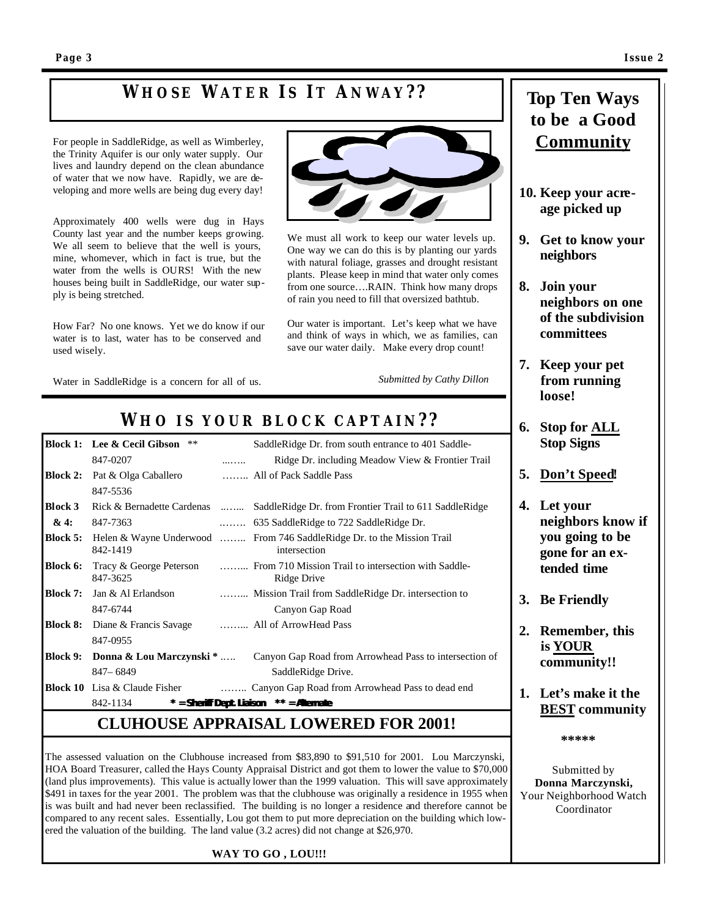## WHOSE WATER IS IT ANWAY??

For people in SaddleRidge, as well as Wimberley, the Trinity Aquifer is our only water supply. Our lives and laundry depend on the clean abundance of water that we now have. Rapidly, we are developing and more wells are being dug every day!

Approximately 400 wells were dug in Hays County last year and the number keeps growing. We all seem to believe that the well is yours, mine, whomever, which in fact is true, but the water from the wells is OURS! With the new houses being built in SaddleRidge, our water supply is being stretched.

How Far? No one knows. Yet we do know if our water is to last, water has to be conserved and used wisely.

Water in SaddleRidge is a concern for all of us.

We must all work to keep our water levels up. One way we can do this is by planting our yards with natural foliage, grasses and drought resistant plants. Please keep in mind that water only comes from one source….RAIN. Think how many drops of rain you need to fill that oversized bathtub.

Our water is important. Let's keep what we have and think of ways in which, we as families, can save our water daily. Make every drop count!

*Submitted by Cathy Dillon*

## WHO IS YOUR BLOCK CAPTAIN??

| Block | Captain | Area |
|---|---|---|
| **Block 1:** | **Lee & Cecil Gibson** ** <br> 847-0207 | SaddleRidge Dr. from south entrance to 401 SaddleRidge Dr. including Meadow View & Frontier Trail |
| **Block 2:** | Pat & Olga Caballero <br> 847-5536 | All of Pack Saddle Pass |
| **Block 3 & 4:** | Rick & Bernadette Cardenas <br> 847-7363 | SaddleRidge Dr. from Frontier Trail to 611 SaddleRidge <br> 635 SaddleRidge to 722 SaddleRidge Dr. |
| **Block 5:** | Helen & Wayne Underwood <br> 842-1419 | From 746 SaddleRidge Dr. to the Mission Trail intersection |
| **Block 6:** | Tracy & George Peterson <br> 847-3625 | From 710 Mission Trail to intersection with SaddleRidge Drive |
| **Block 7:** | Jan & Al Erlandson <br> 847-6744 | Mission Trail from SaddleRidge Dr. intersection to Canyon Gap Road |
| **Block 8:** | Diane & Francis Savage <br> 847-0955 | All of ArrowHead Pass |
| **Block 9:** | **Donna & Lou Marczynski** * <br> 847– 6849 | Canyon Gap Road from Arrowhead Pass to intersection of SaddleRidge Drive. |
| **Block 10** | Lisa & Claude Fisher <br> 842-1134 | Canyon Gap Road from Arrowhead Pass to dead end |

**\* = Sheriff Dept. Liaison  \*\* = Alternate**

## CLUHOUSE APPRAISAL LOWERED FOR 2001!

The assessed valuation on the Clubhouse increased from $83,890 to $91,510 for 2001. Lou Marczynski, HOA Board Treasurer, called the Hays County Appraisal District and got them to lower the value to $70,000 (land plus improvements). This value is actually lower than the 1999 valuation. This will save approximately $491 in taxes for the year 2001. The problem was that the clubhouse was originally a residence in 1955 when is was built and had never been reclassified. The building is no longer a residence and therefore cannot be compared to any recent sales. Essentially, Lou got them to put more depreciation on the building which lowered the valuation of the building. The land value (3.2 acres) did not change at $26,970.

**WAY TO GO , LOU!!!**

## Top Ten Ways to be a Good <u>Community</u>

10. **Keep your acreage picked up**
9. **Get to know your neighbors**
8. **Join your neighbors on one of the subdivision committees**
7. **Keep your pet from running loose!**
6. **Stop for <u>ALL</u> Stop Signs**
5. **<u>Don't Speed</u>!**
4. **Let your neighbors know if you going to be gone for an extended time**
3. **Be Friendly**
2. **Remember, this is <u>YOUR</u> community!!**
1. **Let's make it the <u>BEST</u> community**

\*\*\*\*\*

Submitted by
**Donna Marczynski,**
Your Neighborhood Watch Coordinator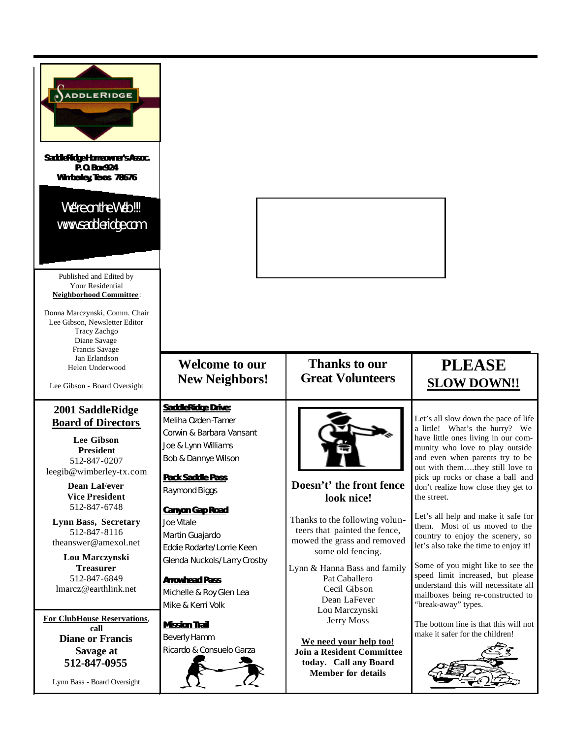SaddleRidge Homeowner's Assoc.
P.O. Box 924
Wimberley, Texas 78676

We're on the Web!!!
www.saddleridge.com

Published and Edited by
Your Residential
**Neighborhood Committee**:

Donna Marczynski, Comm. Chair
Lee Gibson, Newsletter Editor
Tracy Zachgo
Diane Savage
Francis Savage
Jan Erlandson
Helen Underwood

Lee Gibson - Board Oversight

## 2001 SaddleRidge Board of Directors

**Lee Gibson**
**President**
512-847-0207
leegib@wimberley-tx.com

**Dean LaFever**
**Vice President**
512-847-6748

**Lynn Bass, Secretary**
512-847-8116
theanswer@amexol.net

**Lou Marczynski**
**Treasurer**
512-847-6849
lmarcz@earthlink.net

**For ClubHouse Reservations**, call
**Diane or Francis Savage at 512-847-0955**

Lynn Bass - Board Oversight

## Welcome to our New Neighbors!

**SaddleRidge Drive:**
Meliha Ozden-Tamer
Corwin & Barbara Vansant
Joe & Lynn Williams
Bob & Dannye Wilson

**Pack Saddle Pass**
Raymond Biggs

**Canyon Gap Road**
Joe Vitale
Martin Guajardo
Eddie Rodarte/Lorrie Keen
Glenda Nuckols/Larry Crosby

**Arrowhead Pass**
Michelle & Roy Glen Lea
Mike & Kerri Volk

**Mission Trail**
Beverly Hamm
Ricardo & Consuelo Garza

## Thanks to our Great Volunteers

### Doesn't' the front fence look nice!

Thanks to the following volunteers that painted the fence, mowed the grass and removed some old fencing.

Lynn & Hanna Bass and family
Pat Caballero
Cecil Gibson
Dean LaFever
Lou Marczynski
Jerry Moss

**We need your help too!**
**Join a Resident Committee today. Call any Board Member for details**

## PLEASE SLOW DOWN!!

Let's all slow down the pace of life a little! What's the hurry? We have little ones living in our community who love to play outside and even when parents try to be out with them….they still love to pick up rocks or chase a ball and don't realize how close they get to the street.

Let's all help and make it safe for them. Most of us moved to the country to enjoy the scenery, so let's also take the time to enjoy it!

Some of you might like to see the speed limit increased, but please understand this will necessitate all mailboxes being re-constructed to "break-away" types.

The bottom line is that this will not make it safer for the children!